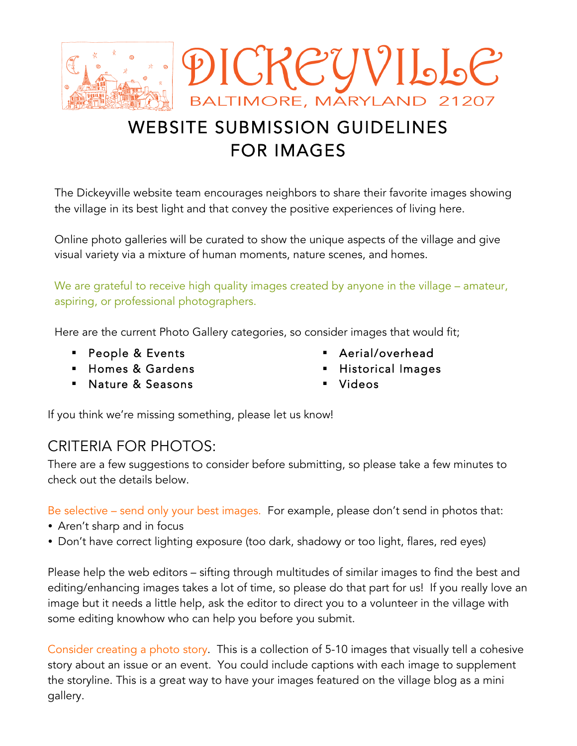# DICKEYVILLE

BALTIMORE, MARYLAND 21207

# WEBSITE SUBMISSION GUIDELINES FOR IMAGES

The Dickeyville website team encourages neighbors to share their favorite images showing the village in its best light and that convey the positive experiences of living here.

Online photo galleries will be curated to show the unique aspects of the village and give visual variety via a mixture of human moments, nature scenes, and homes.

We are grateful to receive high quality images created by anyone in the village – amateur, aspiring, or professional photographers.

Here are the current Photo Gallery categories, so consider images that would fit;

- People & Events
- Homes & Gardens
- Nature & Seasons
- Aerial/overhead
- Historical Images
- Videos

If you think we're missing something, please let us know!

## CRITERIA FOR PHOTOS:

There are a few suggestions to consider before submitting, so please take a few minutes to check out the details below.

Be selective – send only your best images. For example, please don't send in photos that:

- Aren't sharp and in focus
- Don't have correct lighting exposure (too dark, shadowy or too light, flares, red eyes)

Please help the web editors – sifting through multitudes of similar images to find the best and editing/enhancing images takes a lot of time, so please do that part for us! If you really love an image but it needs a little help, ask the editor to direct you to a volunteer in the village with some editing knowhow who can help you before you submit.

Consider creating a photo story. This is a collection of 5-10 images that visually tell a cohesive story about an issue or an event. You could include captions with each image to supplement the storyline. This is a great way to have your images featured on the village blog as a mini gallery.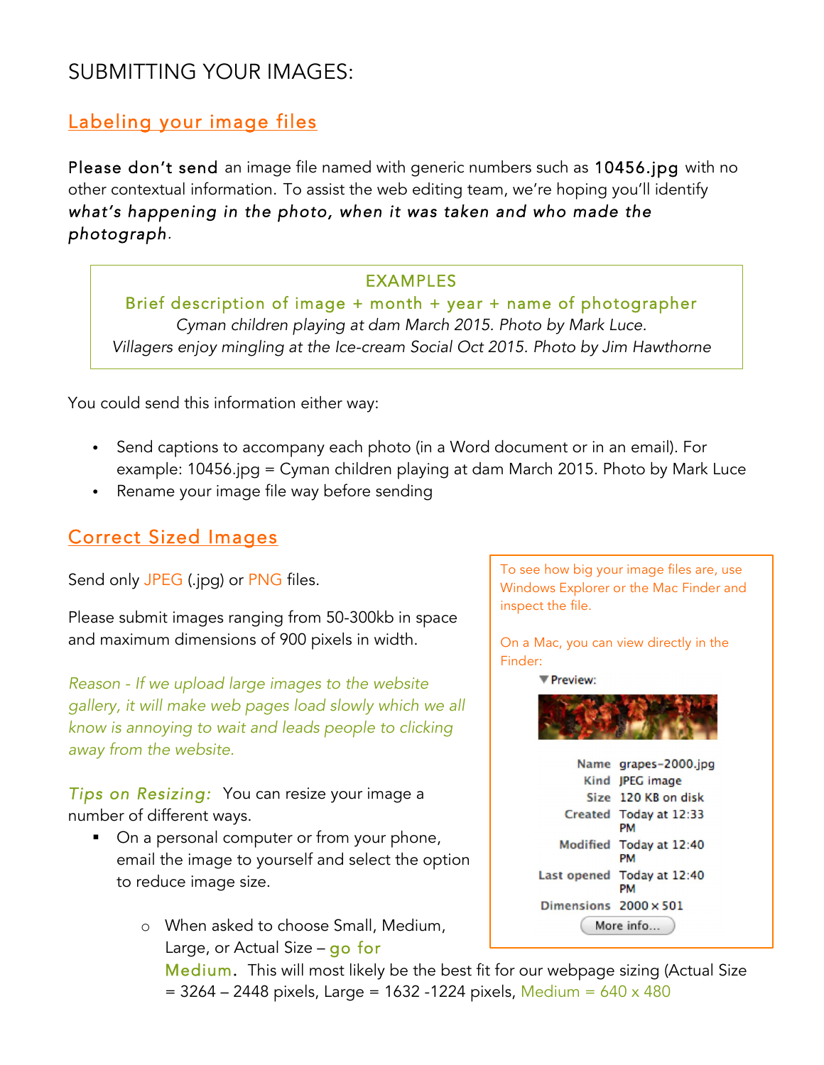# SUBMITTING YOUR IMAGES:

## Labeling your image files

**Please don't send** an image file named with generic numbers such as **10456.jpg** with no other contextual information. To assist the web editing team, we're hoping you'll identify ***what's happening in the photo, when it was taken and who made the photograph.***

> EXAMPLES
>
> Brief description of image + month + year + name of photographer
>
> *Cyman children playing at dam March 2015. Photo by Mark Luce.*
>
> *Villagers enjoy mingling at the Ice-cream Social Oct 2015. Photo by Jim Hawthorne*

You could send this information either way:

- Send captions to accompany each photo (in a Word document or in an email). For example: 10456.jpg = Cyman children playing at dam March 2015. Photo by Mark Luce
- Rename your image file way before sending

## Correct Sized Images

Send only JPEG (.jpg) or PNG files.

Please submit images ranging from 50-300kb in space and maximum dimensions of 900 pixels in width.

*Reason - If we upload large images to the website gallery, it will make web pages load slowly which we all know is annoying to wait and leads people to clicking away from the website.*

> To see how big your image files are, use Windows Explorer or the Mac Finder and inspect the file.
>
> On a Mac, you can view directly in the Finder:
>
> ▼Preview:
>
> | | |
> |---|---|
> | Name | grapes-2000.jpg |
> | Kind | JPEG image |
> | Size | 120 KB on disk |
> | Created | Today at 12:33 PM |
> | Modified | Today at 12:40 PM |
> | Last opened | Today at 12:40 PM |
> | Dimensions | 2000 × 501 |
>
> More info...

*Tips on Resizing:* You can resize your image a number of different ways.

- On a personal computer or from your phone, email the image to yourself and select the option to reduce image size.
  - When asked to choose Small, Medium, Large, or Actual Size – go for Medium. This will most likely be the best fit for our webpage sizing (Actual Size = 3264 – 2448 pixels, Large = 1632 -1224 pixels, Medium = 640 x 480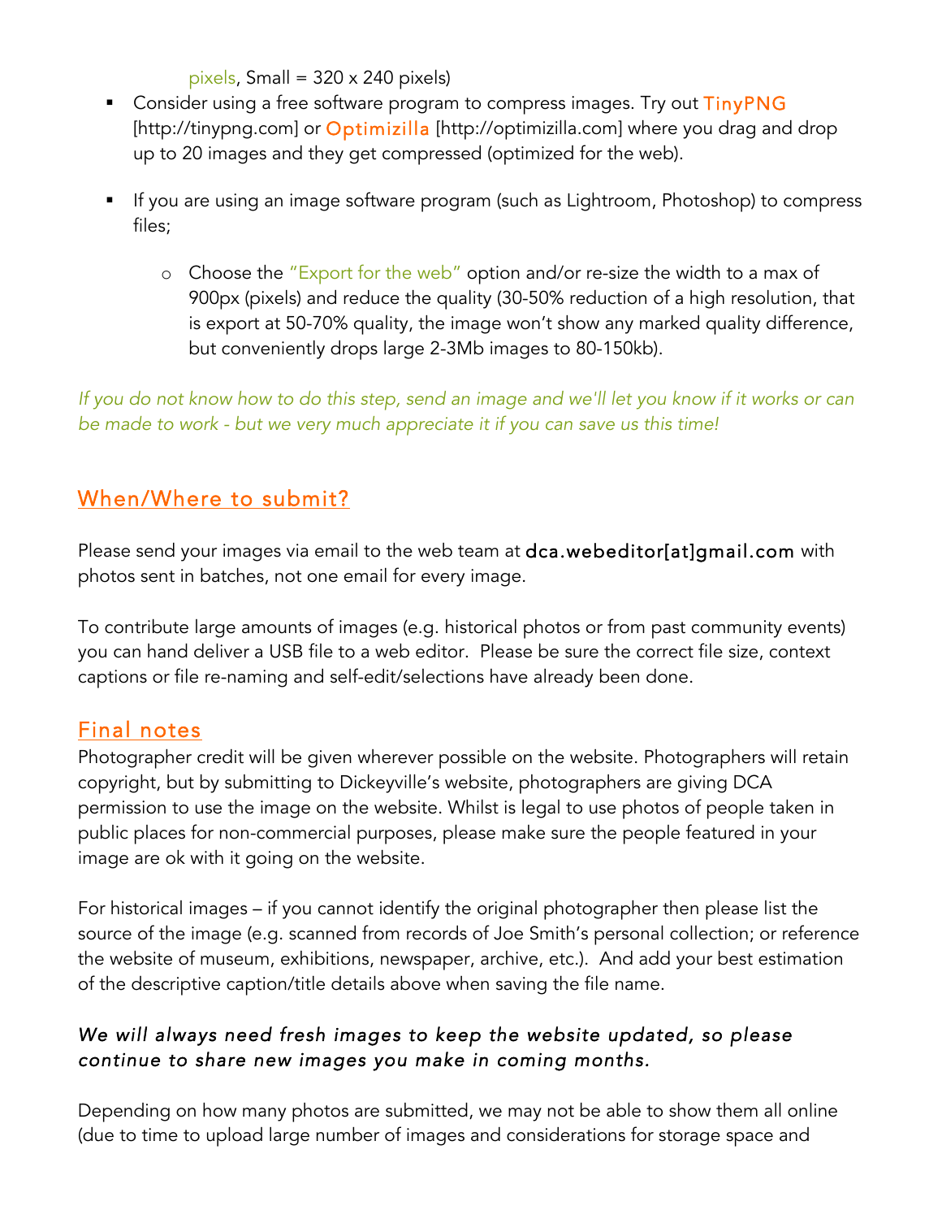pixels, Small = 320 x 240 pixels)

- Consider using a free software program to compress images. Try out TinyPNG [http://tinypng.com] or Optimizilla [http://optimizilla.com] where you drag and drop up to 20 images and they get compressed (optimized for the web).

- If you are using an image software program (such as Lightroom, Photoshop) to compress files;

    - Choose the "Export for the web" option and/or re-size the width to a max of 900px (pixels) and reduce the quality (30-50% reduction of a high resolution, that is export at 50-70% quality, the image won't show any marked quality difference, but conveniently drops large 2-3Mb images to 80-150kb).

*If you do not know how to do this step, send an image and we'll let you know if it works or can be made to work - but we very much appreciate it if you can save us this time!*

## When/Where to submit?

Please send your images via email to the web team at dca.webeditor[at]gmail.com with photos sent in batches, not one email for every image.

To contribute large amounts of images (e.g. historical photos or from past community events) you can hand deliver a USB file to a web editor. Please be sure the correct file size, context captions or file re-naming and self-edit/selections have already been done.

## Final notes

Photographer credit will be given wherever possible on the website. Photographers will retain copyright, but by submitting to Dickeyville's website, photographers are giving DCA permission to use the image on the website. Whilst is legal to use photos of people taken in public places for non-commercial purposes, please make sure the people featured in your image are ok with it going on the website.

For historical images – if you cannot identify the original photographer then please list the source of the image (e.g. scanned from records of Joe Smith's personal collection; or reference the website of museum, exhibitions, newspaper, archive, etc.). And add your best estimation of the descriptive caption/title details above when saving the file name.

*We will always need fresh images to keep the website updated, so please continue to share new images you make in coming months.*

Depending on how many photos are submitted, we may not be able to show them all online (due to time to upload large number of images and considerations for storage space and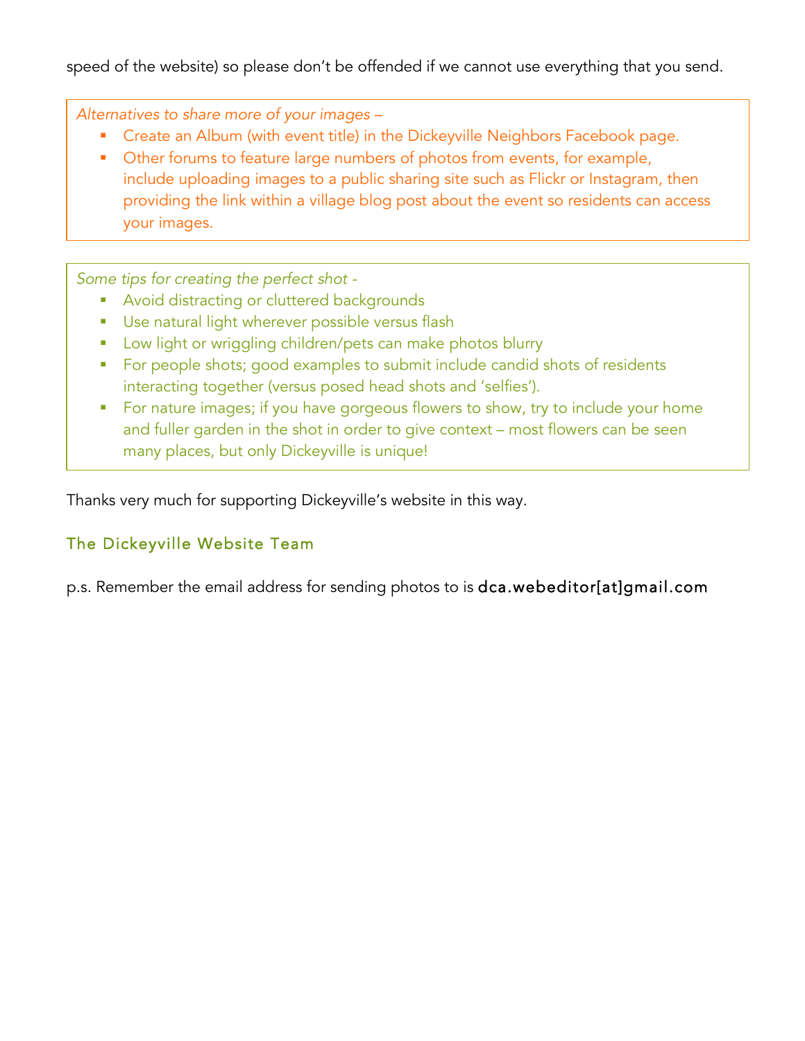speed of the website) so please don't be offended if we cannot use everything that you send.

*Alternatives to share more of your images –*

- Create an Album (with event title) in the Dickeyville Neighbors Facebook page.
- Other forums to feature large numbers of photos from events, for example, include uploading images to a public sharing site such as Flickr or Instagram, then providing the link within a village blog post about the event so residents can access your images.

*Some tips for creating the perfect shot -*

- Avoid distracting or cluttered backgrounds
- Use natural light wherever possible versus flash
- Low light or wriggling children/pets can make photos blurry
- For people shots; good examples to submit include candid shots of residents interacting together (versus posed head shots and 'selfies').
- For nature images; if you have gorgeous flowers to show, try to include your home and fuller garden in the shot in order to give context – most flowers can be seen many places, but only Dickeyville is unique!

Thanks very much for supporting Dickeyville's website in this way.

The Dickeyville Website Team

p.s. Remember the email address for sending photos to is dca.webeditor[at]gmail.com